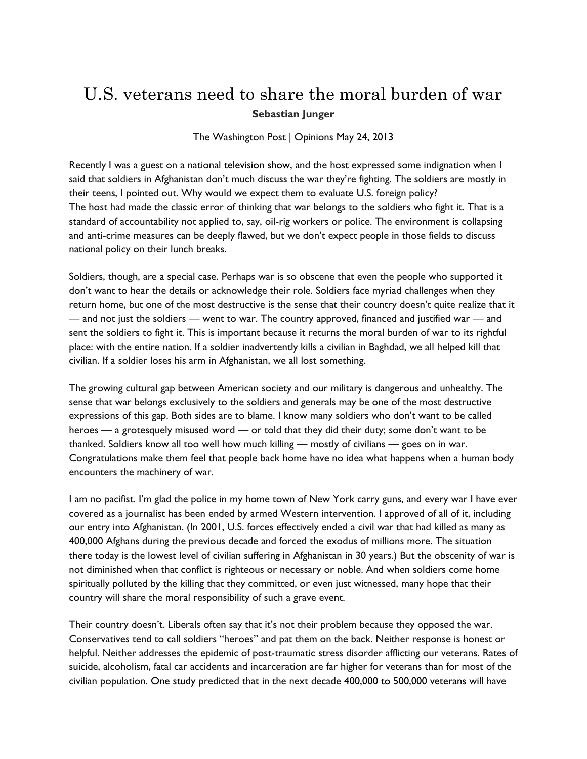# U.S. veterans need to share the moral burden of war

**Sebastian Junger**

The Washington Post | Opinions May 24, 2013

Recently I was a guest on a national television show, and the host expressed some indignation when I said that soldiers in Afghanistan don't much discuss the war they're fighting. The soldiers are mostly in their teens, I pointed out. Why would we expect them to evaluate U.S. foreign policy?
The host had made the classic error of thinking that war belongs to the soldiers who fight it. That is a standard of accountability not applied to, say, oil-rig workers or police. The environment is collapsing and anti-crime measures can be deeply flawed, but we don't expect people in those fields to discuss national policy on their lunch breaks.

Soldiers, though, are a special case. Perhaps war is so obscene that even the people who supported it don't want to hear the details or acknowledge their role. Soldiers face myriad challenges when they return home, but one of the most destructive is the sense that their country doesn't quite realize that it — and not just the soldiers — went to war. The country approved, financed and justified war — and sent the soldiers to fight it. This is important because it returns the moral burden of war to its rightful place: with the entire nation. If a soldier inadvertently kills a civilian in Baghdad, we all helped kill that civilian. If a soldier loses his arm in Afghanistan, we all lost something.

The growing cultural gap between American society and our military is dangerous and unhealthy. The sense that war belongs exclusively to the soldiers and generals may be one of the most destructive expressions of this gap. Both sides are to blame. I know many soldiers who don't want to be called heroes — a grotesquely misused word — or told that they did their duty; some don't want to be thanked. Soldiers know all too well how much killing — mostly of civilians — goes on in war. Congratulations make them feel that people back home have no idea what happens when a human body encounters the machinery of war.

I am no pacifist. I'm glad the police in my home town of New York carry guns, and every war I have ever covered as a journalist has been ended by armed Western intervention. I approved of all of it, including our entry into Afghanistan. (In 2001, U.S. forces effectively ended a civil war that had killed as many as 400,000 Afghans during the previous decade and forced the exodus of millions more. The situation there today is the lowest level of civilian suffering in Afghanistan in 30 years.) But the obscenity of war is not diminished when that conflict is righteous or necessary or noble. And when soldiers come home spiritually polluted by the killing that they committed, or even just witnessed, many hope that their country will share the moral responsibility of such a grave event.

Their country doesn't. Liberals often say that it's not their problem because they opposed the war. Conservatives tend to call soldiers "heroes" and pat them on the back. Neither response is honest or helpful. Neither addresses the epidemic of post-traumatic stress disorder afflicting our veterans. Rates of suicide, alcoholism, fatal car accidents and incarceration are far higher for veterans than for most of the civilian population. One study predicted that in the next decade 400,000 to 500,000 veterans will have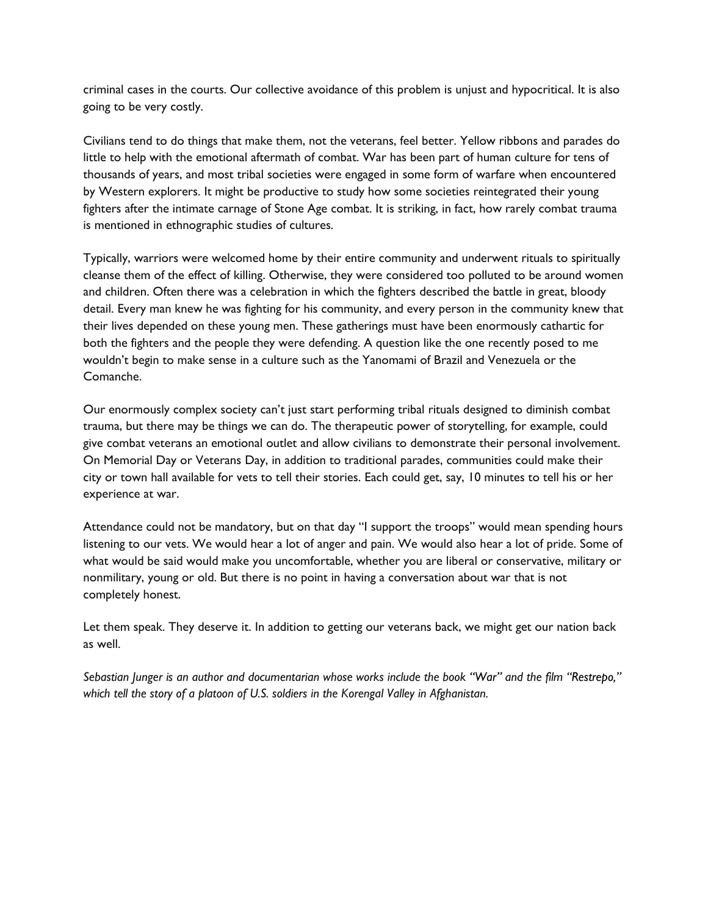criminal cases in the courts. Our collective avoidance of this problem is unjust and hypocritical. It is also going to be very costly.

Civilians tend to do things that make them, not the veterans, feel better. Yellow ribbons and parades do little to help with the emotional aftermath of combat. War has been part of human culture for tens of thousands of years, and most tribal societies were engaged in some form of warfare when encountered by Western explorers. It might be productive to study how some societies reintegrated their young fighters after the intimate carnage of Stone Age combat. It is striking, in fact, how rarely combat trauma is mentioned in ethnographic studies of cultures.

Typically, warriors were welcomed home by their entire community and underwent rituals to spiritually cleanse them of the effect of killing. Otherwise, they were considered too polluted to be around women and children. Often there was a celebration in which the fighters described the battle in great, bloody detail. Every man knew he was fighting for his community, and every person in the community knew that their lives depended on these young men. These gatherings must have been enormously cathartic for both the fighters and the people they were defending. A question like the one recently posed to me wouldn't begin to make sense in a culture such as the Yanomami of Brazil and Venezuela or the Comanche.

Our enormously complex society can't just start performing tribal rituals designed to diminish combat trauma, but there may be things we can do. The therapeutic power of storytelling, for example, could give combat veterans an emotional outlet and allow civilians to demonstrate their personal involvement. On Memorial Day or Veterans Day, in addition to traditional parades, communities could make their city or town hall available for vets to tell their stories. Each could get, say, 10 minutes to tell his or her experience at war.

Attendance could not be mandatory, but on that day "I support the troops" would mean spending hours listening to our vets. We would hear a lot of anger and pain. We would also hear a lot of pride. Some of what would be said would make you uncomfortable, whether you are liberal or conservative, military or nonmilitary, young or old. But there is no point in having a conversation about war that is not completely honest.

Let them speak. They deserve it. In addition to getting our veterans back, we might get our nation back as well.

*Sebastian Junger is an author and documentarian whose works include the book "War" and the film "Restrepo," which tell the story of a platoon of U.S. soldiers in the Korengal Valley in Afghanistan.*